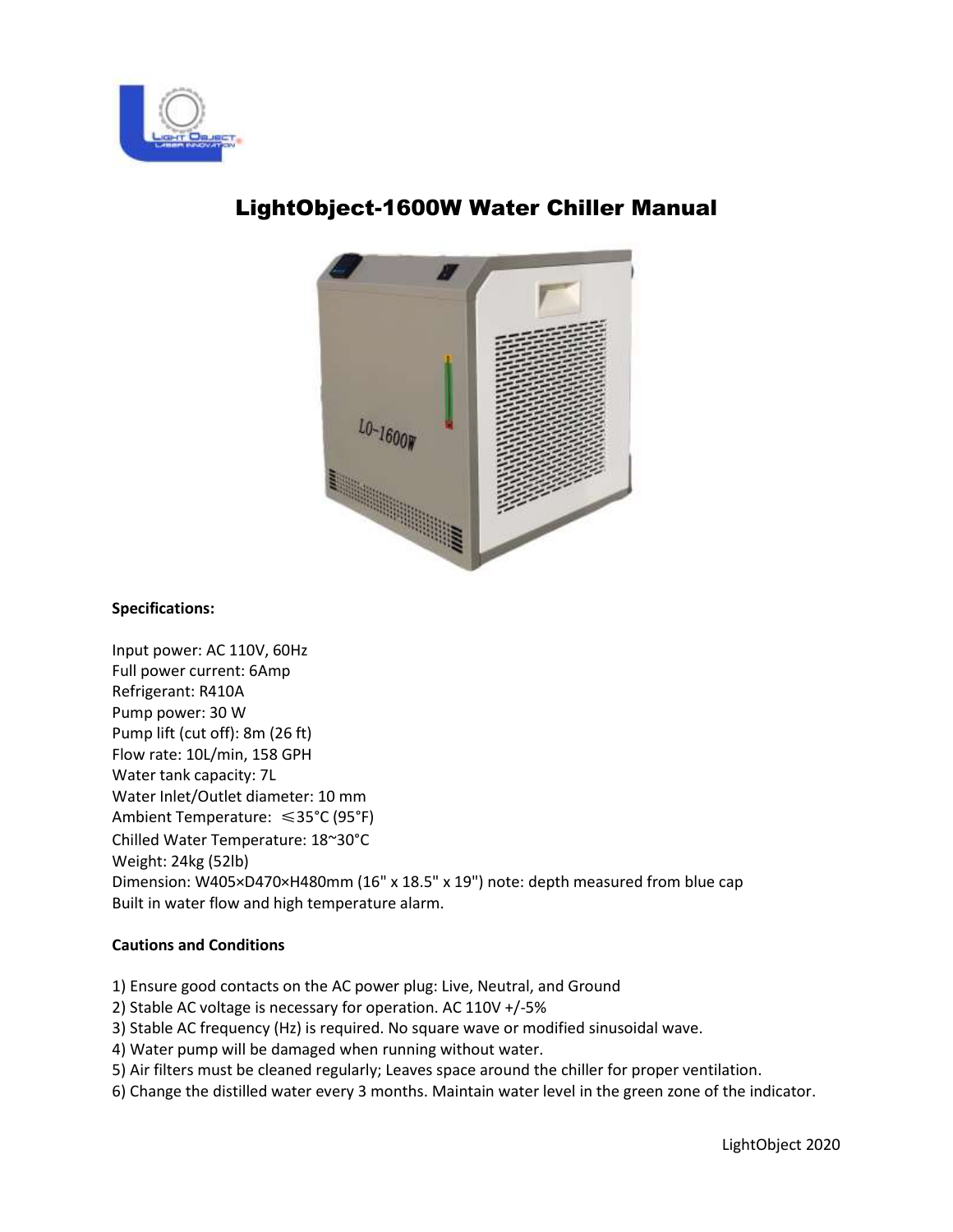# LightObject-1600W Water Chiller Manual

**Specifications:**

Input power: AC 110V, 60Hz
Full power current: 6Amp
Refrigerant: R410A
Pump power: 30 W
Pump lift (cut off): 8m (26 ft)
Flow rate: 10L/min, 158 GPH
Water tank capacity: 7L
Water Inlet/Outlet diameter: 10 mm
Ambient Temperature: ≤35°C (95°F)
Chilled Water Temperature: 18~30°C
Weight: 24kg (52lb)
Dimension: W405×D470×H480mm (16" x 18.5" x 19") note: depth measured from blue cap
Built in water flow and high temperature alarm.

**Cautions and Conditions**

1) Ensure good contacts on the AC power plug: Live, Neutral, and Ground
2) Stable AC voltage is necessary for operation. AC 110V +/-5%
3) Stable AC frequency (Hz) is required. No square wave or modified sinusoidal wave.
4) Water pump will be damaged when running without water.
5) Air filters must be cleaned regularly; Leaves space around the chiller for proper ventilation.
6) Change the distilled water every 3 months. Maintain water level in the green zone of the indicator.

LightObject 2020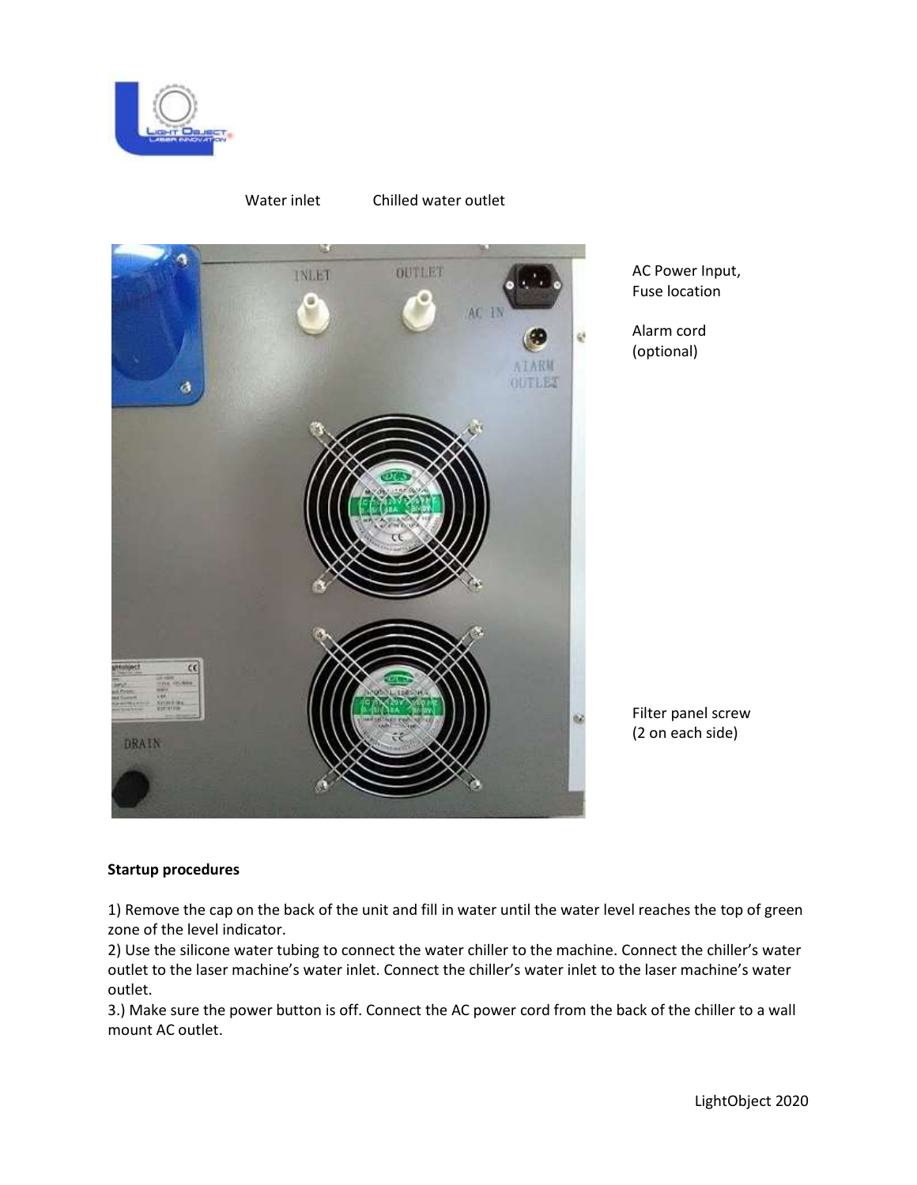Water inlet Chilled water outlet

AC Power Input, Fuse location

Alarm cord (optional)

Filter panel screw (2 on each side)

**Startup procedures**

1) Remove the cap on the back of the unit and fill in water until the water level reaches the top of green zone of the level indicator.
2) Use the silicone water tubing to connect the water chiller to the machine. Connect the chiller's water outlet to the laser machine's water inlet. Connect the chiller's water inlet to the laser machine's water outlet.
3.) Make sure the power button is off. Connect the AC power cord from the back of the chiller to a wall mount AC outlet.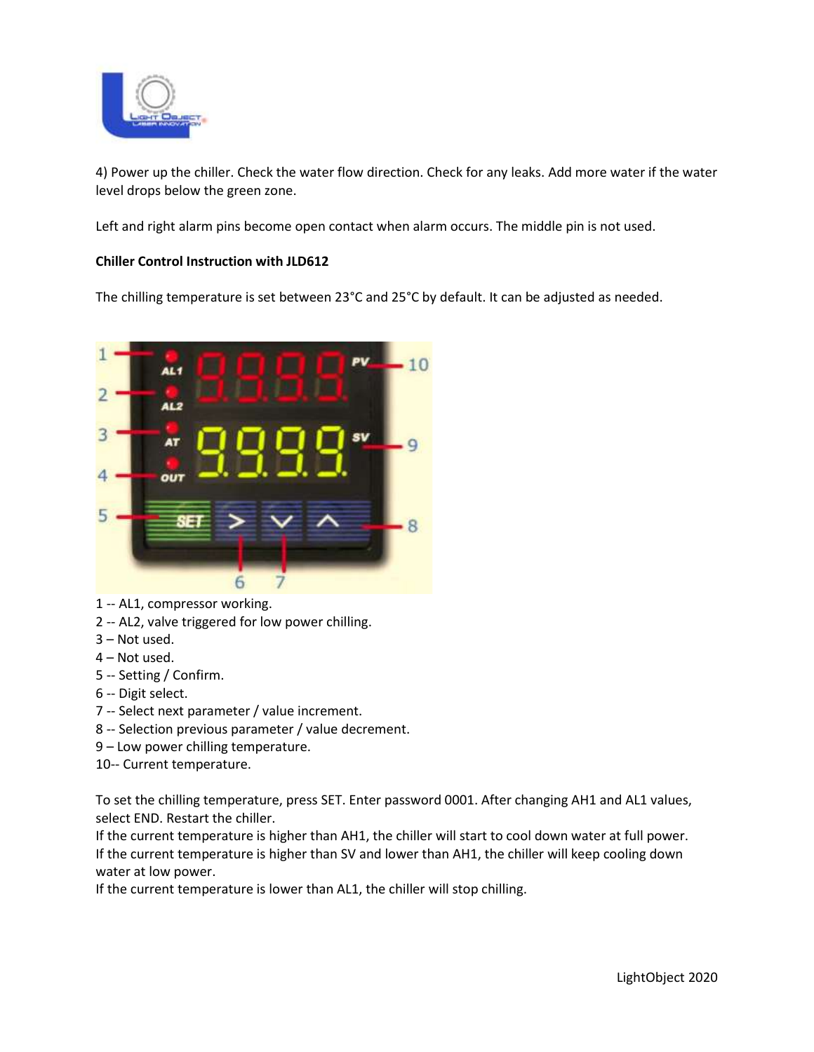4) Power up the chiller. Check the water flow direction. Check for any leaks. Add more water if the water level drops below the green zone.

Left and right alarm pins become open contact when alarm occurs. The middle pin is not used.

**Chiller Control Instruction with JLD612**

The chilling temperature is set between 23°C and 25°C by default. It can be adjusted as needed.

1 -- AL1, compressor working.
2 -- AL2, valve triggered for low power chilling.
3 – Not used.
4 – Not used.
5 -- Setting / Confirm.
6 -- Digit select.
7 -- Select next parameter / value increment.
8 -- Selection previous parameter / value decrement.
9 – Low power chilling temperature.
10-- Current temperature.

To set the chilling temperature, press SET. Enter password 0001. After changing AH1 and AL1 values, select END. Restart the chiller.
If the current temperature is higher than AH1, the chiller will start to cool down water at full power.
If the current temperature is higher than SV and lower than AH1, the chiller will keep cooling down water at low power.
If the current temperature is lower than AL1, the chiller will stop chilling.